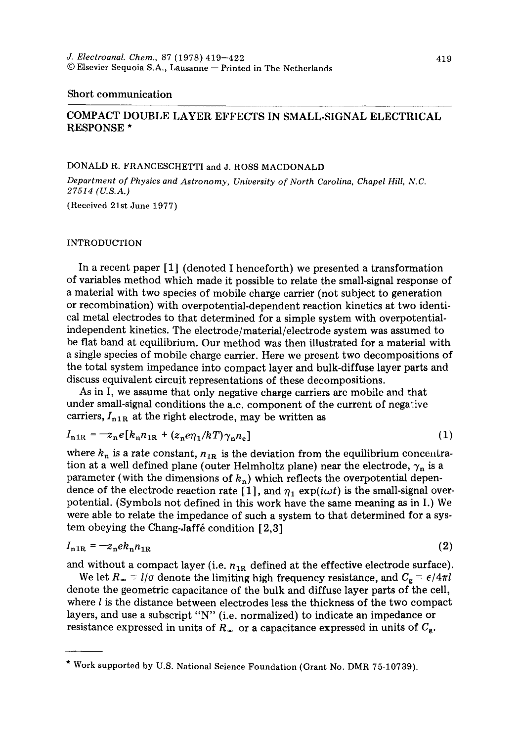Short communication

# COMPACT DOUBLE LAYER EFFECTS IN SMALL-SIGNAL ELECTRICAL RESPONSE *

DONALD R. FRANCESCHETTI and J. ROSS MACDONALD

*Department of Physics and Astronomy, University of North Carolina, Chapel Hill, N.C. 27514 (U.S.A.)*

(Received 21st June 1977)

## INTRODUCTION

In a recent paper [1] (denoted I henceforth) we presented a transformation of variables method which made it possible to relate the small-signal response of a material with two species of mobile charge carrier (not subject to generation or recombination) with overpotential-dependent reaction kinetics at two identical metal electrodes to that determined for a simple system with overpotential-independent kinetics. The electrode/material/electrode system was assumed to be flat band at equilibrium. Our method was then illustrated for a material with a single species of mobile charge carrier. Here we present two decompositions of the total system impedance into compact layer and bulk-diffuse layer parts and discuss equivalent circuit representations of these decompositions.

As in I, we assume that only negative charge carriers are mobile and that under small-signal conditions the a.c. component of the current of negative carriers, $I_{n1R}$ at the right electrode, may be written as

$$I_{n1R} = -z_n e[k_n n_{1R} + (z_n e \eta_1 / kT)\gamma_n n_e] \tag{1}$$

where $k_n$ is a rate constant, $n_{1R}$ is the deviation from the equilibrium concentration at a well defined plane (outer Helmholtz plane) near the electrode, $\gamma_n$ is a parameter (with the dimensions of $k_n$) which reflects the overpotential dependence of the electrode reaction rate [1], and $\eta_1 \exp(i\omega t)$ is the small-signal overpotential. (Symbols not defined in this work have the same meaning as in I.) We were able to relate the impedance of such a system to that determined for a system obeying the Chang-Jaffé condition [2,3]

$$I_{n1R} = -z_n e k_n n_{1R} \tag{2}$$

and without a compact layer (i.e. $n_{1R}$ defined at the effective electrode surface).

We let $R_\infty \equiv l/\sigma$ denote the limiting high frequency resistance, and $C_g \equiv \epsilon/4\pi l$ denote the geometric capacitance of the bulk and diffuse layer parts of the cell, where $l$ is the distance between electrodes less the thickness of the two compact layers, and use a subscript "N" (i.e. normalized) to indicate an impedance or resistance expressed in units of $R_\infty$ or a capacitance expressed in units of $C_g$.

---

* Work supported by U.S. National Science Foundation (Grant No. DMR 75-10739).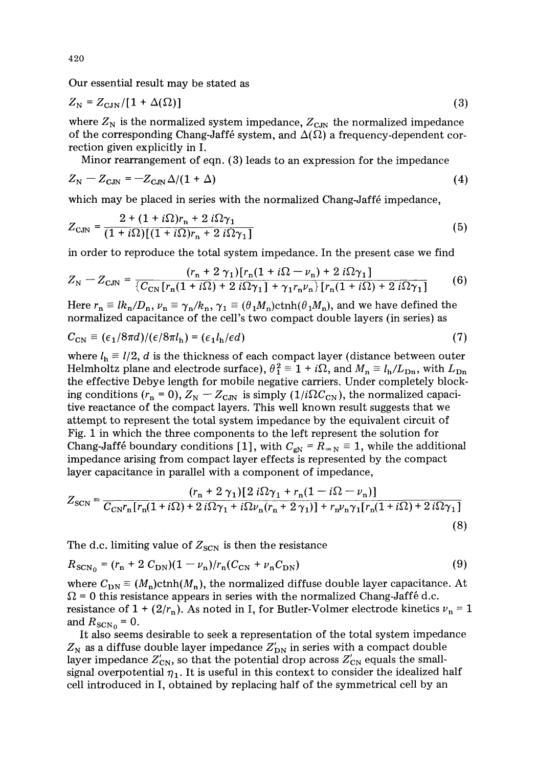Our essential result may be stated as

$$Z_N = Z_{CJN}/[1 + \Delta(\Omega)] \tag{3}$$

where $Z_N$ is the normalized system impedance, $Z_{CJN}$ the normalized impedance of the corresponding Chang-Jaffé system, and $\Delta(\Omega)$ a frequency-dependent correction given explicitly in I.

Minor rearrangement of eqn. (3) leads to an expression for the impedance

$$Z_N - Z_{CJN} = -Z_{CJN}\Delta/(1 + \Delta) \tag{4}$$

which may be placed in series with the normalized Chang-Jaffé impedance,

$$Z_{CJN} = \frac{2 + (1 + i\Omega)r_n + 2\, i\Omega\gamma_1}{(1 + i\Omega)[(1 + i\Omega)r_n + 2\, i\Omega\gamma_1]} \tag{5}$$

in order to reproduce the total system impedance. In the present case we find

$$Z_N - Z_{CJN} = \frac{(r_n + 2\,\gamma_1)[r_n(1 + i\Omega - \nu_n) + 2\, i\Omega\gamma_1]}{\{C_{CN}[r_n(1 + i\Omega) + 2\, i\Omega\gamma_1] + \gamma_1 r_n \nu_n\}[r_n(1 + i\Omega) + 2\, i\Omega\gamma_1]} \tag{6}$$

Here $r_n \equiv lk_n/D_n$, $\nu_n \equiv \gamma_n/k_n$, $\gamma_1 \equiv (\theta_1 M_n)\text{ctnh}(\theta_1 M_n)$, and we have defined the normalized capacitance of the cell's two compact double layers (in series) as

$$C_{CN} \equiv (\epsilon_1/8\pi d)/(\epsilon/8\pi l_h) = (\epsilon_1 l_h/\epsilon d) \tag{7}$$

where $l_h \equiv l/2$, $d$ is the thickness of each compact layer (distance between outer Helmholtz plane and electrode surface), $\theta_1^2 \equiv 1 + i\Omega$, and $M_n \equiv l_h/L_{Dn}$, with $L_{Dn}$ the effective Debye length for mobile negative carriers. Under completely blocking conditions ($r_n = 0$), $Z_N - Z_{CJN}$ is simply $(1/i\Omega C_{CN})$, the normalized capacitive reactance of the compact layers. This well known result suggests that we attempt to represent the total system impedance by the equivalent circuit of Fig. 1 in which the three components to the left represent the solution for Chang-Jaffé boundary conditions [1], with $C_{gN} = R_{\infty N} \equiv 1$, while the additional impedance arising from compact layer effects is represented by the compact layer capacitance in parallel with a component of impedance,

$$Z_{SCN} = \frac{(r_n + 2\,\gamma_1)[2\, i\Omega\gamma_1 + r_n(1 - i\Omega - \nu_n)]}{C_{CN} r_n[r_n(1 + i\Omega) + 2\, i\Omega\gamma_1 + i\Omega\nu_n(r_n + 2\,\gamma_1)] + r_n\nu_n\gamma_1[r_n(1 + i\Omega) + 2\, i\Omega\gamma_1]} \tag{8}$$

The d.c. limiting value of $Z_{SCN}$ is then the resistance

$$R_{SCN_0} = (r_n + 2\, C_{DN})(1 - \nu_n)/r_n(C_{CN} + \nu_n C_{DN}) \tag{9}$$

where $C_{DN} \equiv (M_n)\text{ctnh}(M_n)$, the normalized diffuse double layer capacitance. At $\Omega = 0$ this resistance appears in series with the normalized Chang-Jaffé d.c. resistance of $1 + (2/r_n)$. As noted in I, for Butler-Volmer electrode kinetics $\nu_n = 1$ and $R_{SCN_0} = 0$.

It also seems desirable to seek a representation of the total system impedance $Z_N$ as a diffuse double layer impedance $Z'_{DN}$ in series with a compact double layer impedance $Z'_{CN}$, so that the potential drop across $Z'_{CN}$ equals the small-signal overpotential $\eta_1$. It is useful in this context to consider the idealized half cell introduced in I, obtained by replacing half of the symmetrical cell by an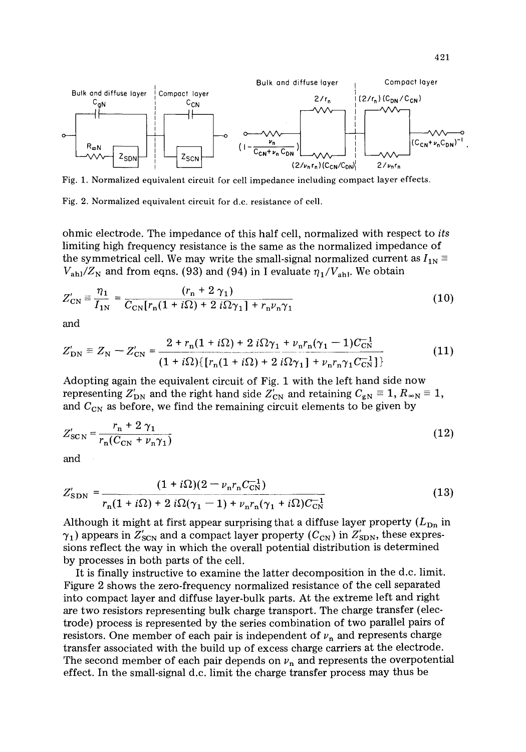Fig. 1. Normalized equivalent circuit for cell impedance including compact layer effects.

Fig. 2. Normalized equivalent circuit for d.c. resistance of cell.

ohmic electrode. The impedance of this half cell, normalized with respect to *its* limiting high frequency resistance is the same as the normalized impedance of the symmetrical cell. We may write the small-signal normalized current as $I_{1N} \equiv V_{ah1}/Z_N$ and from eqns. (93) and (94) in I evaluate $\eta_1/V_{ah1}$. We obtain

$$Z'_{CN} \equiv \frac{\eta_1}{I_{1N}} = \frac{(r_n + 2\gamma_1)}{C_{CN}[r_n(1 + i\Omega) + 2\, i\Omega\gamma_1] + r_n\nu_n\gamma_1} \tag{10}$$

and

$$Z'_{DN} \equiv Z_N - Z'_{CN} = \frac{2 + r_n(1 + i\Omega) + 2\, i\Omega\gamma_1 + \nu_n r_n(\gamma_1 - 1)C_{CN}^{-1}}{(1 + i\Omega)\{[r_n(1 + i\Omega) + 2\, i\Omega\gamma_1] + \nu_n r_n \gamma_1 C_{CN}^{-1}]\}} \tag{11}$$

Adopting again the equivalent circuit of Fig. 1 with the left hand side now representing $Z'_{DN}$ and the right hand side $Z'_{CN}$ and retaining $C_{gN} \equiv 1$, $R_{\infty N} \equiv 1$, and $C_{CN}$ as before, we find the remaining circuit elements to be given by

$$Z'_{SCN} = \frac{r_n + 2\gamma_1}{r_n(C_{CN} + \nu_n\gamma_1)} \tag{12}$$

and

$$Z'_{SDN} = \frac{(1 + i\Omega)(2 - \nu_n r_n C_{CN}^{-1})}{r_n(1 + i\Omega) + 2\, i\Omega(\gamma_1 - 1) + \nu_n r_n(\gamma_1 + i\Omega)C_{CN}^{-1}} \tag{13}$$

Although it might at first appear surprising that a diffuse layer property ($L_{Dn}$ in $\gamma_1$) appears in $Z'_{SCN}$ and a compact layer property ($C_{CN}$) in $Z'_{SDN}$, these expressions reflect the way in which the overall potential distribution is determined by processes in both parts of the cell.

It is finally instructive to examine the latter decomposition in the d.c. limit. Figure 2 shows the zero-frequency normalized resistance of the cell separated into compact layer and diffuse layer-bulk parts. At the extreme left and right are two resistors representing bulk charge transport. The charge transfer (electrode) process is represented by the series combination of two parallel pairs of resistors. One member of each pair is independent of $\nu_n$ and represents charge transfer associated with the build up of excess charge carriers at the electrode. The second member of each pair depends on $\nu_n$ and represents the overpotential effect. In the small-signal d.c. limit the charge transfer process may thus be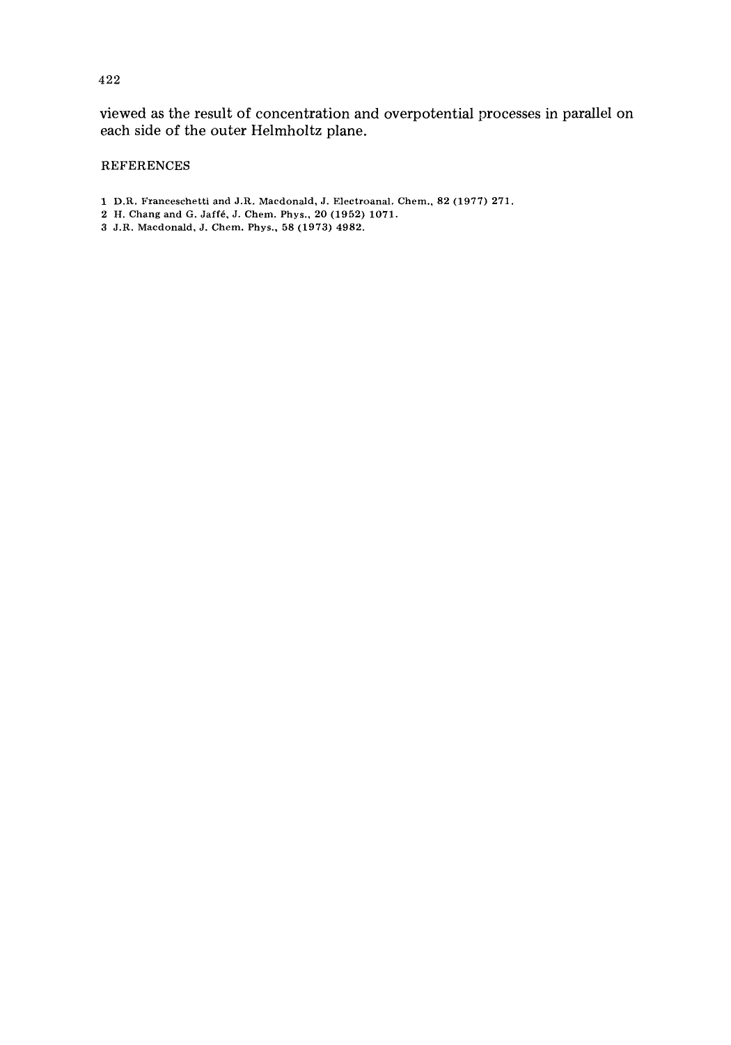viewed as the result of concentration and overpotential processes in parallel on each side of the outer Helmholtz plane.

## REFERENCES

1. D.R. Franceschetti and J.R. Macdonald, J. Electroanal. Chem., 82 (1977) 271.
2. H. Chang and G. Jaffé, J. Chem. Phys., 20 (1952) 1071.
3. J.R. Macdonald, J. Chem. Phys., 58 (1973) 4982.